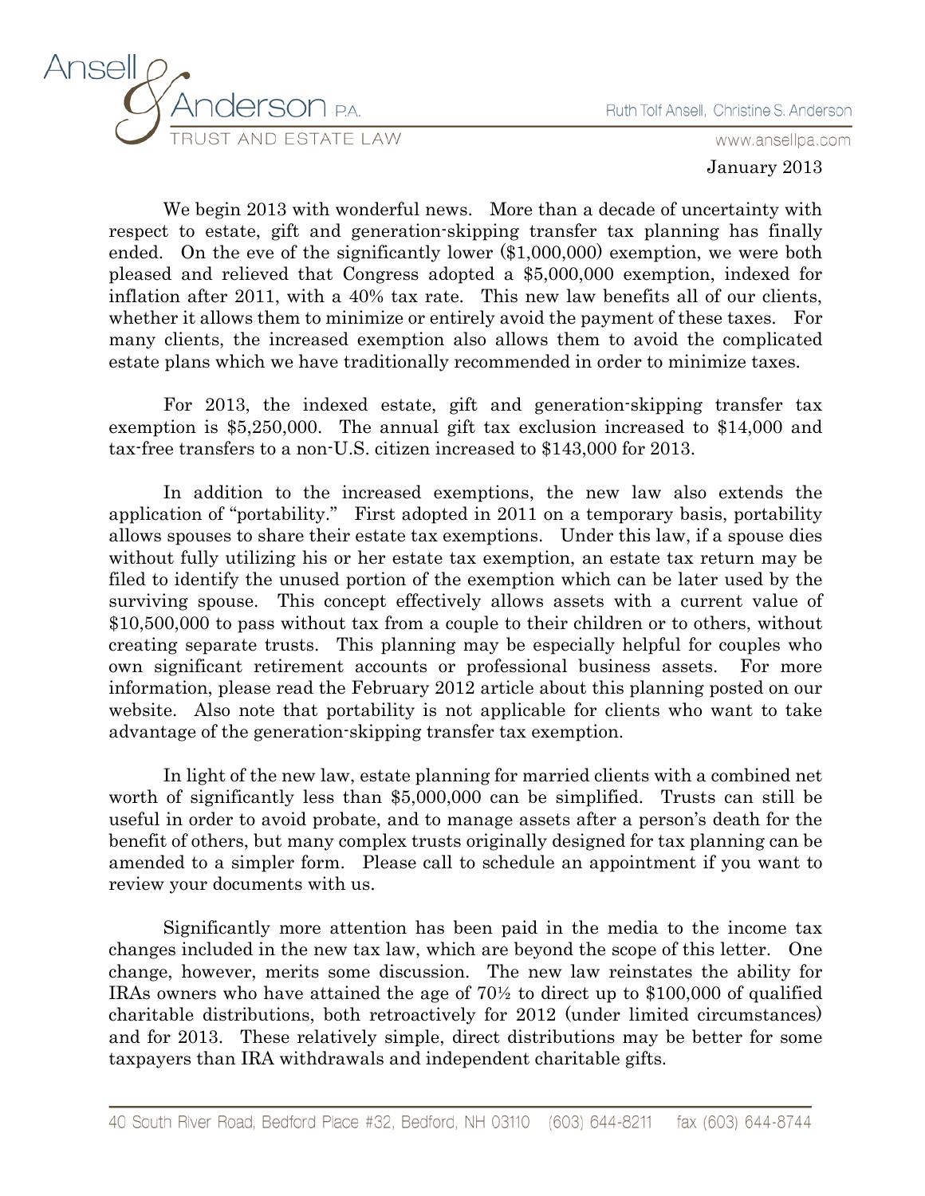Ansell & Anderson P.A.
TRUST AND ESTATE LAW

Ruth Tolf Ansell, Christine S. Anderson

www.ansellpa.com

January 2013

We begin 2013 with wonderful news. More than a decade of uncertainty with respect to estate, gift and generation-skipping transfer tax planning has finally ended. On the eve of the significantly lower ($1,000,000) exemption, we were both pleased and relieved that Congress adopted a $5,000,000 exemption, indexed for inflation after 2011, with a 40% tax rate. This new law benefits all of our clients, whether it allows them to minimize or entirely avoid the payment of these taxes. For many clients, the increased exemption also allows them to avoid the complicated estate plans which we have traditionally recommended in order to minimize taxes.

For 2013, the indexed estate, gift and generation-skipping transfer tax exemption is $5,250,000. The annual gift tax exclusion increased to $14,000 and tax-free transfers to a non-U.S. citizen increased to $143,000 for 2013.

In addition to the increased exemptions, the new law also extends the application of "portability." First adopted in 2011 on a temporary basis, portability allows spouses to share their estate tax exemptions. Under this law, if a spouse dies without fully utilizing his or her estate tax exemption, an estate tax return may be filed to identify the unused portion of the exemption which can be later used by the surviving spouse. This concept effectively allows assets with a current value of $10,500,000 to pass without tax from a couple to their children or to others, without creating separate trusts. This planning may be especially helpful for couples who own significant retirement accounts or professional business assets. For more information, please read the February 2012 article about this planning posted on our website. Also note that portability is not applicable for clients who want to take advantage of the generation-skipping transfer tax exemption.

In light of the new law, estate planning for married clients with a combined net worth of significantly less than $5,000,000 can be simplified. Trusts can still be useful in order to avoid probate, and to manage assets after a person's death for the benefit of others, but many complex trusts originally designed for tax planning can be amended to a simpler form. Please call to schedule an appointment if you want to review your documents with us.

Significantly more attention has been paid in the media to the income tax changes included in the new tax law, which are beyond the scope of this letter. One change, however, merits some discussion. The new law reinstates the ability for IRAs owners who have attained the age of 70½ to direct up to $100,000 of qualified charitable distributions, both retroactively for 2012 (under limited circumstances) and for 2013. These relatively simple, direct distributions may be better for some taxpayers than IRA withdrawals and independent charitable gifts.

40 South River Road, Bedford Place #32, Bedford, NH 03110 (603) 644-8211 fax (603) 644-8744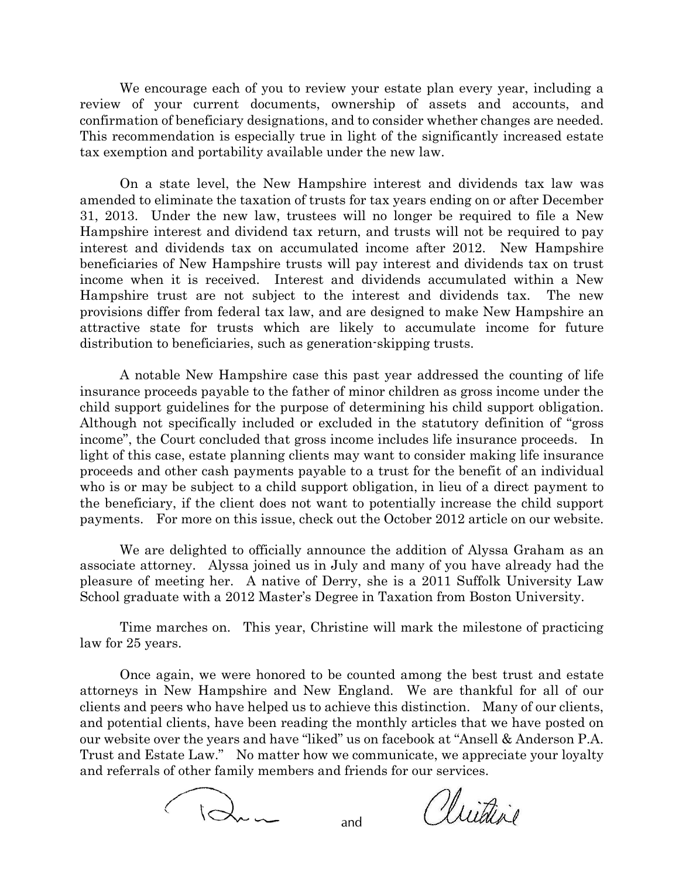We encourage each of you to review your estate plan every year, including a review of your current documents, ownership of assets and accounts, and confirmation of beneficiary designations, and to consider whether changes are needed. This recommendation is especially true in light of the significantly increased estate tax exemption and portability available under the new law.

On a state level, the New Hampshire interest and dividends tax law was amended to eliminate the taxation of trusts for tax years ending on or after December 31, 2013. Under the new law, trustees will no longer be required to file a New Hampshire interest and dividend tax return, and trusts will not be required to pay interest and dividends tax on accumulated income after 2012. New Hampshire beneficiaries of New Hampshire trusts will pay interest and dividends tax on trust income when it is received. Interest and dividends accumulated within a New Hampshire trust are not subject to the interest and dividends tax. The new provisions differ from federal tax law, and are designed to make New Hampshire an attractive state for trusts which are likely to accumulate income for future distribution to beneficiaries, such as generation-skipping trusts.

A notable New Hampshire case this past year addressed the counting of life insurance proceeds payable to the father of minor children as gross income under the child support guidelines for the purpose of determining his child support obligation. Although not specifically included or excluded in the statutory definition of "gross income", the Court concluded that gross income includes life insurance proceeds. In light of this case, estate planning clients may want to consider making life insurance proceeds and other cash payments payable to a trust for the benefit of an individual who is or may be subject to a child support obligation, in lieu of a direct payment to the beneficiary, if the client does not want to potentially increase the child support payments. For more on this issue, check out the October 2012 article on our website.

We are delighted to officially announce the addition of Alyssa Graham as an associate attorney. Alyssa joined us in July and many of you have already had the pleasure of meeting her. A native of Derry, she is a 2011 Suffolk University Law School graduate with a 2012 Master's Degree in Taxation from Boston University.

Time marches on. This year, Christine will mark the milestone of practicing law for 25 years.

Once again, we were honored to be counted among the best trust and estate attorneys in New Hampshire and New England. We are thankful for all of our clients and peers who have helped us to achieve this distinction. Many of our clients, and potential clients, have been reading the monthly articles that we have posted on our website over the years and have "liked" us on facebook at "Ansell & Anderson P.A. Trust and Estate Law." No matter how we communicate, we appreciate your loyalty and referrals of other family members and friends for our services.

and Christine